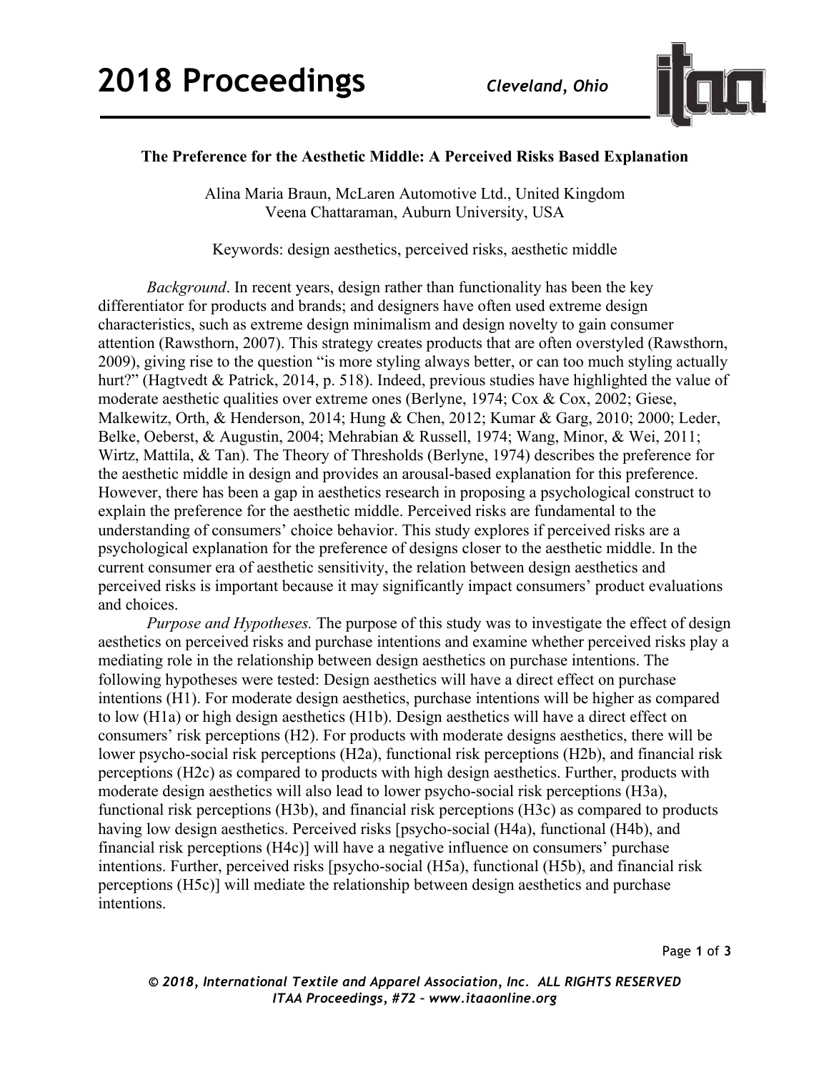## The Preference for the Aesthetic Middle: A Perceived Risks Based Explanation

Alina Maria Braun, McLaren Automotive Ltd., United Kingdom
Veena Chattaraman, Auburn University, USA

Keywords: design aesthetics, perceived risks, aesthetic middle

*Background*. In recent years, design rather than functionality has been the key differentiator for products and brands; and designers have often used extreme design characteristics, such as extreme design minimalism and design novelty to gain consumer attention (Rawsthorn, 2007). This strategy creates products that are often overstyled (Rawsthorn, 2009), giving rise to the question "is more styling always better, or can too much styling actually hurt?" (Hagtvedt & Patrick, 2014, p. 518). Indeed, previous studies have highlighted the value of moderate aesthetic qualities over extreme ones (Berlyne, 1974; Cox & Cox, 2002; Giese, Malkewitz, Orth, & Henderson, 2014; Hung & Chen, 2012; Kumar & Garg, 2010; 2000; Leder, Belke, Oeberst, & Augustin, 2004; Mehrabian & Russell, 1974; Wang, Minor, & Wei, 2011; Wirtz, Mattila, & Tan). The Theory of Thresholds (Berlyne, 1974) describes the preference for the aesthetic middle in design and provides an arousal-based explanation for this preference. However, there has been a gap in aesthetics research in proposing a psychological construct to explain the preference for the aesthetic middle. Perceived risks are fundamental to the understanding of consumers' choice behavior. This study explores if perceived risks are a psychological explanation for the preference of designs closer to the aesthetic middle. In the current consumer era of aesthetic sensitivity, the relation between design aesthetics and perceived risks is important because it may significantly impact consumers' product evaluations and choices.

*Purpose and Hypotheses.* The purpose of this study was to investigate the effect of design aesthetics on perceived risks and purchase intentions and examine whether perceived risks play a mediating role in the relationship between design aesthetics on purchase intentions. The following hypotheses were tested: Design aesthetics will have a direct effect on purchase intentions (H1). For moderate design aesthetics, purchase intentions will be higher as compared to low (H1a) or high design aesthetics (H1b). Design aesthetics will have a direct effect on consumers' risk perceptions (H2). For products with moderate designs aesthetics, there will be lower psycho-social risk perceptions (H2a), functional risk perceptions (H2b), and financial risk perceptions (H2c) as compared to products with high design aesthetics. Further, products with moderate design aesthetics will also lead to lower psycho-social risk perceptions (H3a), functional risk perceptions (H3b), and financial risk perceptions (H3c) as compared to products having low design aesthetics. Perceived risks [psycho-social (H4a), functional (H4b), and financial risk perceptions (H4c)] will have a negative influence on consumers' purchase intentions. Further, perceived risks [psycho-social (H5a), functional (H5b), and financial risk perceptions (H5c)] will mediate the relationship between design aesthetics and purchase intentions.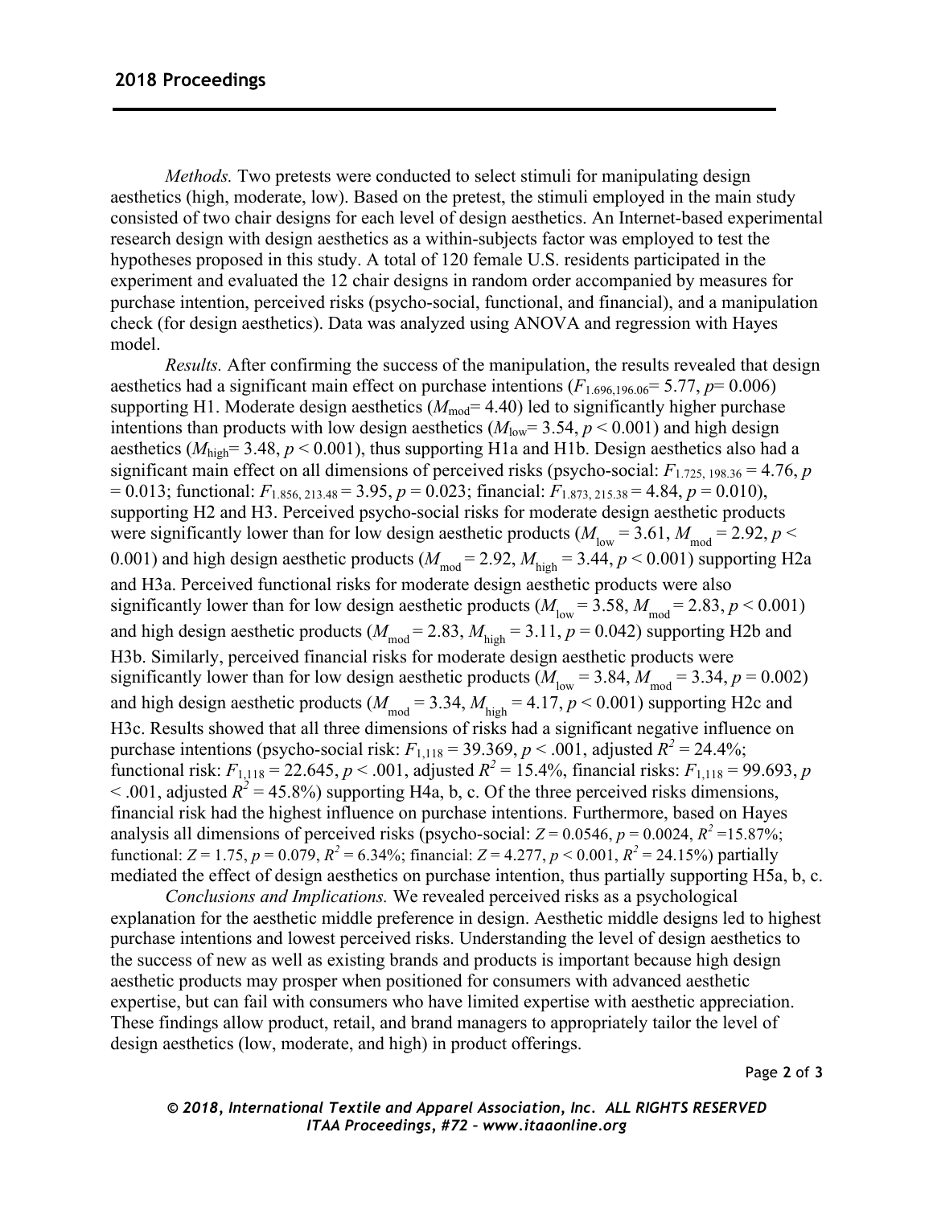*Methods.* Two pretests were conducted to select stimuli for manipulating design aesthetics (high, moderate, low). Based on the pretest, the stimuli employed in the main study consisted of two chair designs for each level of design aesthetics. An Internet-based experimental research design with design aesthetics as a within-subjects factor was employed to test the hypotheses proposed in this study. A total of 120 female U.S. residents participated in the experiment and evaluated the 12 chair designs in random order accompanied by measures for purchase intention, perceived risks (psycho-social, functional, and financial), and a manipulation check (for design aesthetics). Data was analyzed using ANOVA and regression with Hayes model.

*Results.* After confirming the success of the manipulation, the results revealed that design aesthetics had a significant main effect on purchase intentions ($F_{1.696,196.06}$= 5.77, $p$= 0.006) supporting H1. Moderate design aesthetics ($M_{mod}$= 4.40) led to significantly higher purchase intentions than products with low design aesthetics ($M_{low}$= 3.54, $p < 0.001$) and high design aesthetics ($M_{high}$= 3.48, $p < 0.001$), thus supporting H1a and H1b. Design aesthetics also had a significant main effect on all dimensions of perceived risks (psycho-social: $F_{1.725,\,198.36} = 4.76$, $p = 0.013$; functional: $F_{1.856,\,213.48} = 3.95$, $p = 0.023$; financial: $F_{1.873,\,215.38} = 4.84$, $p = 0.010$), supporting H2 and H3. Perceived psycho-social risks for moderate design aesthetic products were significantly lower than for low design aesthetic products ($M_{low} = 3.61$, $M_{mod} = 2.92$, $p < 0.001$) and high design aesthetic products ($M_{mod} = 2.92$, $M_{high} = 3.44$, $p < 0.001$) supporting H2a and H3a. Perceived functional risks for moderate design aesthetic products were also significantly lower than for low design aesthetic products ($M_{low} = 3.58$, $M_{mod} = 2.83$, $p < 0.001$) and high design aesthetic products ($M_{mod} = 2.83$, $M_{high} = 3.11$, $p = 0.042$) supporting H2b and H3b. Similarly, perceived financial risks for moderate design aesthetic products were significantly lower than for low design aesthetic products ($M_{low} = 3.84$, $M_{mod} = 3.34$, $p = 0.002$) and high design aesthetic products ($M_{mod} = 3.34$, $M_{high} = 4.17$, $p < 0.001$) supporting H2c and H3c. Results showed that all three dimensions of risks had a significant negative influence on purchase intentions (psycho-social risk: $F_{1,118} = 39.369$, $p < .001$, adjusted $R^2 = 24.4\%$; functional risk: $F_{1,118} = 22.645$, $p < .001$, adjusted $R^2 = 15.4\%$, financial risks: $F_{1,118} = 99.693$, $p < .001$, adjusted $R^2 = 45.8\%$) supporting H4a, b, c. Of the three perceived risks dimensions, financial risk had the highest influence on purchase intentions. Furthermore, based on Hayes analysis all dimensions of perceived risks (psycho-social: $Z = 0.0546$, $p = 0.0024$, $R^2$ =15.87%; functional: $Z = 1.75$, $p = 0.079$, $R^2 = 6.34\%$; financial: $Z = 4.277$, $p < 0.001$, $R^2 = 24.15\%$) partially mediated the effect of design aesthetics on purchase intention, thus partially supporting H5a, b, c.

*Conclusions and Implications.* We revealed perceived risks as a psychological explanation for the aesthetic middle preference in design. Aesthetic middle designs led to highest purchase intentions and lowest perceived risks. Understanding the level of design aesthetics to the success of new as well as existing brands and products is important because high design aesthetic products may prosper when positioned for consumers with advanced aesthetic expertise, but can fail with consumers who have limited expertise with aesthetic appreciation. These findings allow product, retail, and brand managers to appropriately tailor the level of design aesthetics (low, moderate, and high) in product offerings.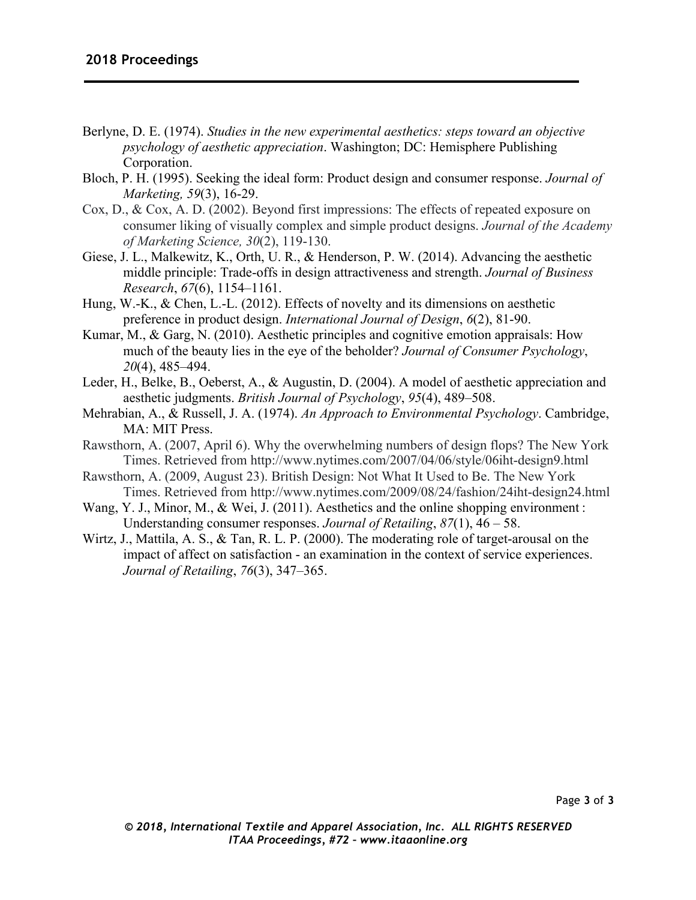Berlyne, D. E. (1974). *Studies in the new experimental aesthetics: steps toward an objective psychology of aesthetic appreciation*. Washington; DC: Hemisphere Publishing Corporation.

Bloch, P. H. (1995). Seeking the ideal form: Product design and consumer response. *Journal of Marketing, 59*(3), 16-29.

Cox, D., & Cox, A. D. (2002). Beyond first impressions: The effects of repeated exposure on consumer liking of visually complex and simple product designs. *Journal of the Academy of Marketing Science, 30*(2), 119-130.

Giese, J. L., Malkewitz, K., Orth, U. R., & Henderson, P. W. (2014). Advancing the aesthetic middle principle: Trade-offs in design attractiveness and strength. *Journal of Business Research*, *67*(6), 1154–1161.

Hung, W.-K., & Chen, L.-L. (2012). Effects of novelty and its dimensions on aesthetic preference in product design. *International Journal of Design*, *6*(2), 81-90.

Kumar, M., & Garg, N. (2010). Aesthetic principles and cognitive emotion appraisals: How much of the beauty lies in the eye of the beholder? *Journal of Consumer Psychology*, *20*(4), 485–494.

Leder, H., Belke, B., Oeberst, A., & Augustin, D. (2004). A model of aesthetic appreciation and aesthetic judgments. *British Journal of Psychology*, *95*(4), 489–508.

Mehrabian, A., & Russell, J. A. (1974). *An Approach to Environmental Psychology*. Cambridge, MA: MIT Press.

Rawsthorn, A. (2007, April 6). Why the overwhelming numbers of design flops? The New York Times. Retrieved from http://www.nytimes.com/2007/04/06/style/06iht-design9.html

Rawsthorn, A. (2009, August 23). British Design: Not What It Used to Be. The New York Times. Retrieved from http://www.nytimes.com/2009/08/24/fashion/24iht-design24.html

Wang, Y. J., Minor, M., & Wei, J. (2011). Aesthetics and the online shopping environment : Understanding consumer responses. *Journal of Retailing*, *87*(1), 46 – 58.

Wirtz, J., Mattila, A. S., & Tan, R. L. P. (2000). The moderating role of target-arousal on the impact of affect on satisfaction - an examination in the context of service experiences. *Journal of Retailing*, *76*(3), 347–365.